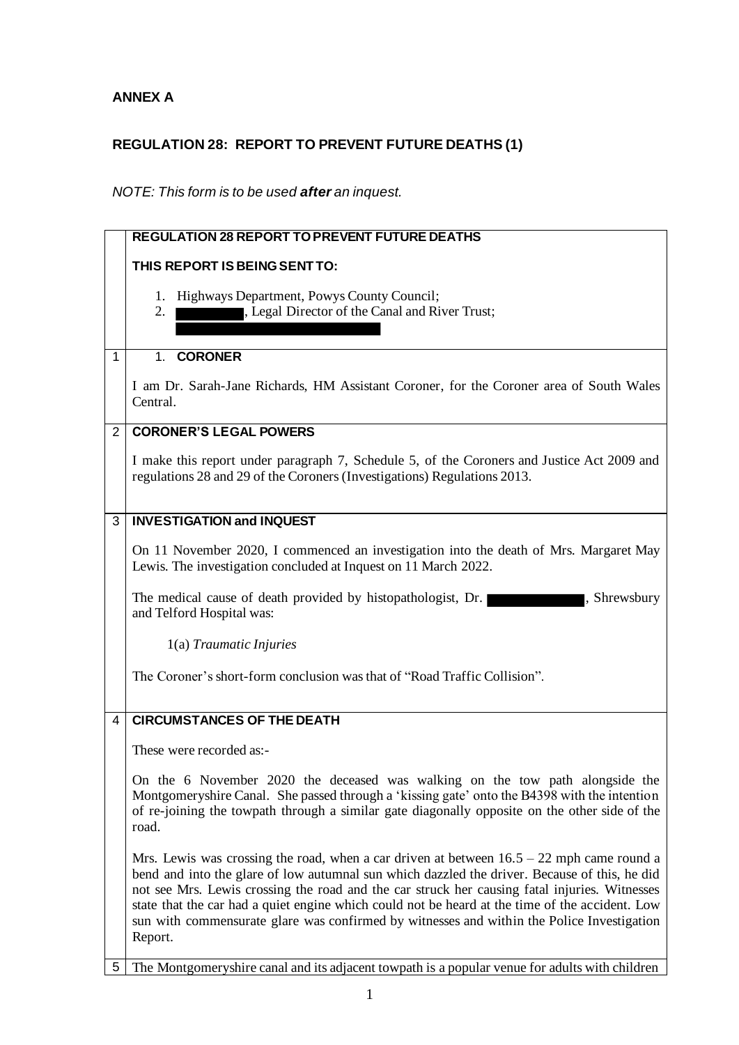**ANNEX A**

**REGULATION 28: REPORT TO PREVENT FUTURE DEATHS (1)**

*NOTE: This form is to be used **after** an inquest.*

| | **REGULATION 28 REPORT TO PREVENT FUTURE DEATHS**<br><br>**THIS REPORT IS BEING SENT TO:**<br><br>1. Highways Department, Powys County Council;<br>2. [REDACTED], Legal Director of the Canal and River Trust;<br>[REDACTED] |
|---|---|
| 1 | 1. **CORONER**<br><br>I am Dr. Sarah-Jane Richards, HM Assistant Coroner, for the Coroner area of South Wales Central. |
| 2 | **CORONER'S LEGAL POWERS**<br><br>I make this report under paragraph 7, Schedule 5, of the Coroners and Justice Act 2009 and regulations 28 and 29 of the Coroners (Investigations) Regulations 2013. |
| 3 | **INVESTIGATION and INQUEST**<br><br>On 11 November 2020, I commenced an investigation into the death of Mrs. Margaret May Lewis. The investigation concluded at Inquest on 11 March 2022.<br><br>The medical cause of death provided by histopathologist, Dr. [REDACTED], Shrewsbury and Telford Hospital was:<br><br>1(a) *Traumatic Injuries*<br><br>The Coroner's short-form conclusion was that of "Road Traffic Collision". |
| 4 | **CIRCUMSTANCES OF THE DEATH**<br><br>These were recorded as:-<br><br>On the 6 November 2020 the deceased was walking on the tow path alongside the Montgomeryshire Canal. She passed through a 'kissing gate' onto the B4398 with the intention of re-joining the towpath through a similar gate diagonally opposite on the other side of the road.<br><br>Mrs. Lewis was crossing the road, when a car driven at between 16.5 – 22 mph came round a bend and into the glare of low autumnal sun which dazzled the driver. Because of this, he did not see Mrs. Lewis crossing the road and the car struck her causing fatal injuries. Witnesses state that the car had a quiet engine which could not be heard at the time of the accident. Low sun with commensurate glare was confirmed by witnesses and within the Police Investigation Report. |
| 5 | The Montgomeryshire canal and its adjacent towpath is a popular venue for adults with children |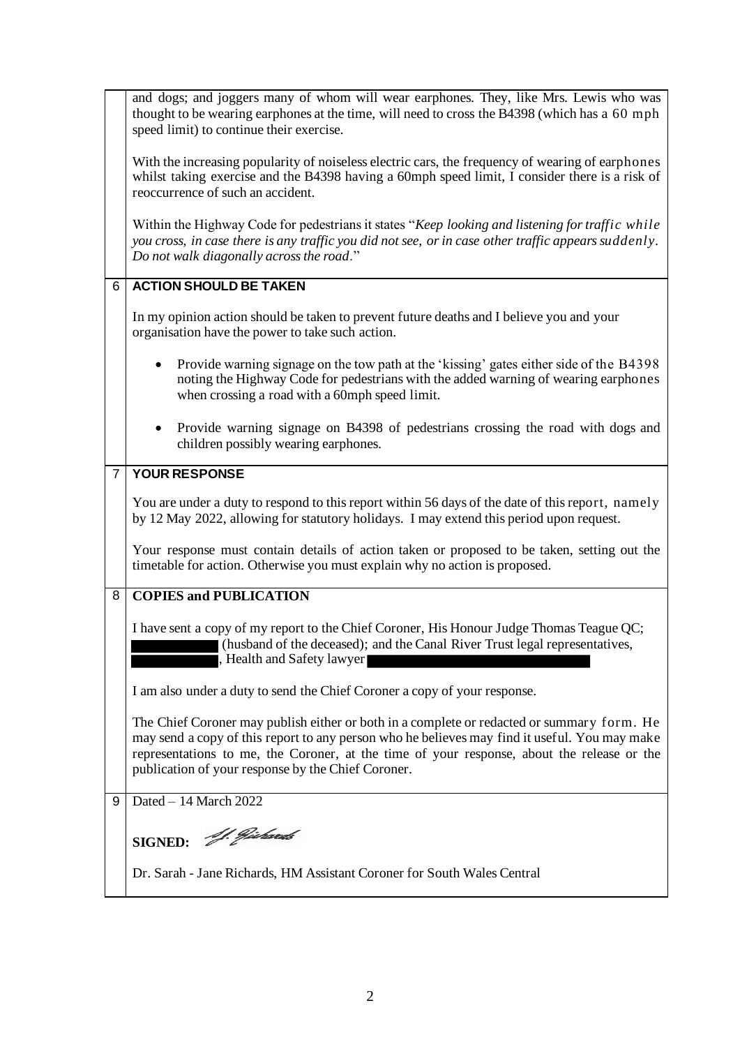and dogs; and joggers many of whom will wear earphones. They, like Mrs. Lewis who was thought to be wearing earphones at the time, will need to cross the B4398 (which has a 60 mph speed limit) to continue their exercise.

With the increasing popularity of noiseless electric cars, the frequency of wearing of earphones whilst taking exercise and the B4398 having a 60mph speed limit, I consider there is a risk of reoccurrence of such an accident.

Within the Highway Code for pedestrians it states "*Keep looking and listening for traffic while you cross, in case there is any traffic you did not see, or in case other traffic appears suddenly. Do not walk diagonally across the road*."

## 6 ACTION SHOULD BE TAKEN

In my opinion action should be taken to prevent future deaths and I believe you and your organisation have the power to take such action.

- Provide warning signage on the tow path at the 'kissing' gates either side of the B4398 noting the Highway Code for pedestrians with the added warning of wearing earphones when crossing a road with a 60mph speed limit.
- Provide warning signage on B4398 of pedestrians crossing the road with dogs and children possibly wearing earphones.

## 7 YOUR RESPONSE

You are under a duty to respond to this report within 56 days of the date of this report, namely by 12 May 2022, allowing for statutory holidays. I may extend this period upon request.

Your response must contain details of action taken or proposed to be taken, setting out the timetable for action. Otherwise you must explain why no action is proposed.

## 8 COPIES and PUBLICATION

I have sent a copy of my report to the Chief Coroner, His Honour Judge Thomas Teague QC; [REDACTED] (husband of the deceased); and the Canal River Trust legal representatives, [REDACTED], Health and Safety lawyer [REDACTED]

I am also under a duty to send the Chief Coroner a copy of your response.

The Chief Coroner may publish either or both in a complete or redacted or summary form. He may send a copy of this report to any person who he believes may find it useful. You may make representations to me, the Coroner, at the time of your response, about the release or the publication of your response by the Chief Coroner.

## 9 Dated – 14 March 2022

**SIGNED:** S. J. Richards

Dr. Sarah - Jane Richards, HM Assistant Coroner for South Wales Central